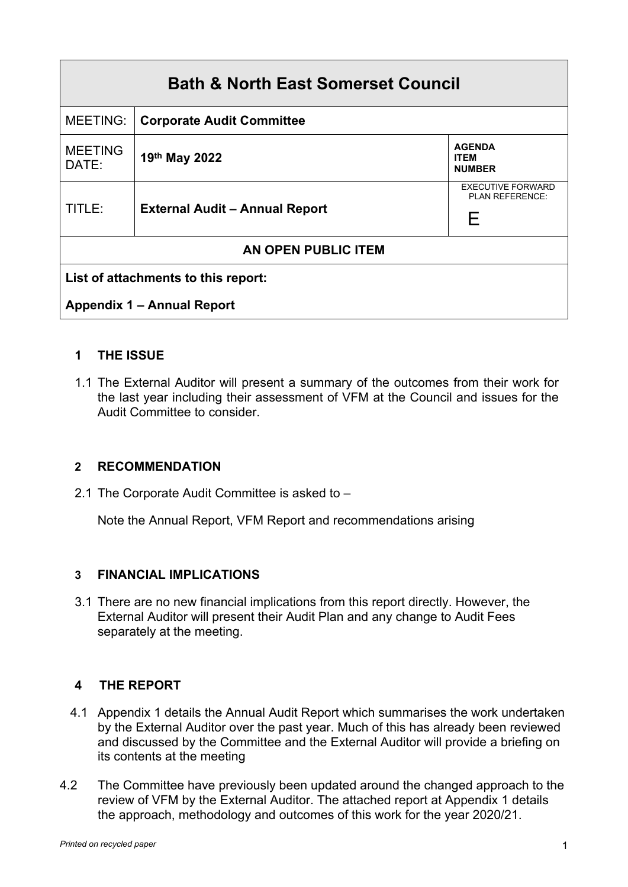| Bath & North East Somerset Council | | |
|---|---|---|
| MEETING: | **Corporate Audit Committee** | |
| MEETING DATE: | **19th May 2022** | **AGENDA ITEM NUMBER** |
| TITLE: | **External Audit – Annual Report** | EXECUTIVE FORWARD PLAN REFERENCE: E |
| **AN OPEN PUBLIC ITEM** | | |
| **List of attachments to this report:** | | |
| **Appendix 1 – Annual Report** | | |

## 1 THE ISSUE

1.1 The External Auditor will present a summary of the outcomes from their work for the last year including their assessment of VFM at the Council and issues for the Audit Committee to consider.

## 2 RECOMMENDATION

2.1 The Corporate Audit Committee is asked to –

Note the Annual Report, VFM Report and recommendations arising

## 3 FINANCIAL IMPLICATIONS

3.1 There are no new financial implications from this report directly. However, the External Auditor will present their Audit Plan and any change to Audit Fees separately at the meeting.

## 4 THE REPORT

4.1 Appendix 1 details the Annual Audit Report which summarises the work undertaken by the External Auditor over the past year. Much of this has already been reviewed and discussed by the Committee and the External Auditor will provide a briefing on its contents at the meeting

4.2 The Committee have previously been updated around the changed approach to the review of VFM by the External Auditor. The attached report at Appendix 1 details the approach, methodology and outcomes of this work for the year 2020/21.

*Printed on recycled paper*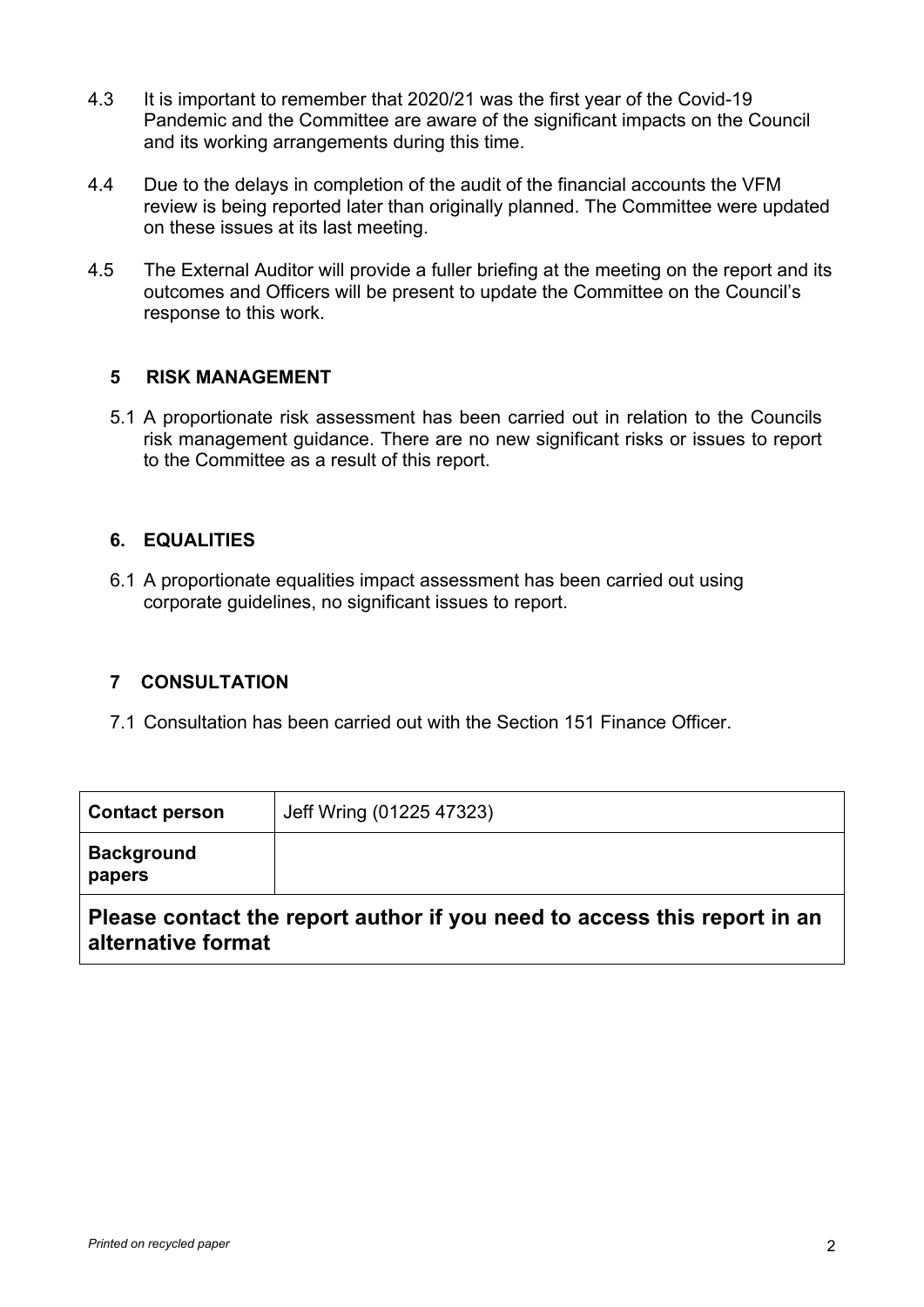4.3 It is important to remember that 2020/21 was the first year of the Covid-19 Pandemic and the Committee are aware of the significant impacts on the Council and its working arrangements during this time.

4.4 Due to the delays in completion of the audit of the financial accounts the VFM review is being reported later than originally planned. The Committee were updated on these issues at its last meeting.

4.5 The External Auditor will provide a fuller briefing at the meeting on the report and its outcomes and Officers will be present to update the Committee on the Council's response to this work.

## 5 RISK MANAGEMENT

5.1 A proportionate risk assessment has been carried out in relation to the Councils risk management guidance. There are no new significant risks or issues to report to the Committee as a result of this report.

## 6. EQUALITIES

6.1 A proportionate equalities impact assessment has been carried out using corporate guidelines, no significant issues to report.

## 7 CONSULTATION

7.1 Consultation has been carried out with the Section 151 Finance Officer.

| | |
|---|---|
| **Contact person** | Jeff Wring (01225 47323) |
| **Background papers** | |
| **Please contact the report author if you need to access this report in an alternative format** | |

*Printed on recycled paper*